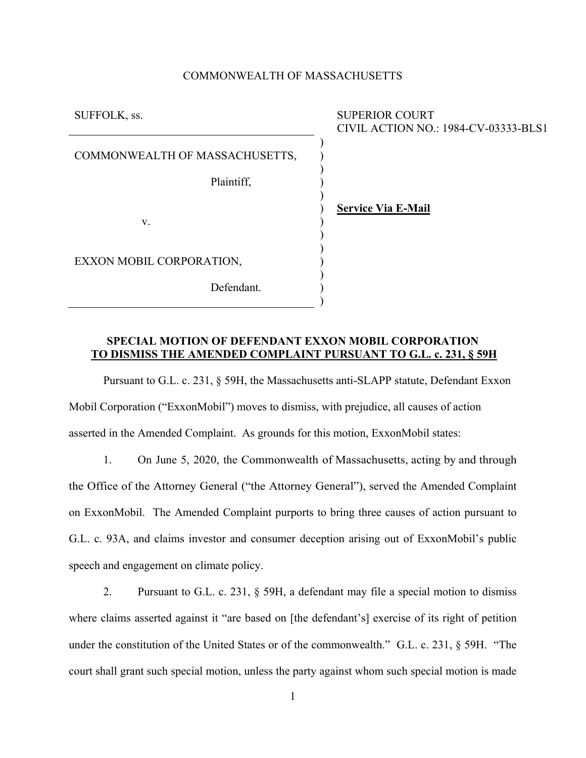COMMONWEALTH OF MASSACHUSETTS

| | |
|---|---|
| SUFFOLK, ss. | SUPERIOR COURT<br>CIVIL ACTION NO.: 1984-CV-03333-BLS1 |
| COMMONWEALTH OF MASSACHUSETTS,<br><br>Plaintiff,<br><br>v.<br><br>EXXON MOBIL CORPORATION,<br><br>Defendant. | **Service Via E-Mail** |

**SPECIAL MOTION OF DEFENDANT EXXON MOBIL CORPORATION**
**TO DISMISS THE AMENDED COMPLAINT PURSUANT TO G.L. c. 231, § 59H**

Pursuant to G.L. c. 231, § 59H, the Massachusetts anti-SLAPP statute, Defendant Exxon Mobil Corporation ("ExxonMobil") moves to dismiss, with prejudice, all causes of action asserted in the Amended Complaint. As grounds for this motion, ExxonMobil states:

1. On June 5, 2020, the Commonwealth of Massachusetts, acting by and through the Office of the Attorney General ("the Attorney General"), served the Amended Complaint on ExxonMobil. The Amended Complaint purports to bring three causes of action pursuant to G.L. c. 93A, and claims investor and consumer deception arising out of ExxonMobil's public speech and engagement on climate policy.

2. Pursuant to G.L. c. 231, § 59H, a defendant may file a special motion to dismiss where claims asserted against it "are based on [the defendant's] exercise of its right of petition under the constitution of the United States or of the commonwealth." G.L. c. 231, § 59H. "The court shall grant such special motion, unless the party against whom such special motion is made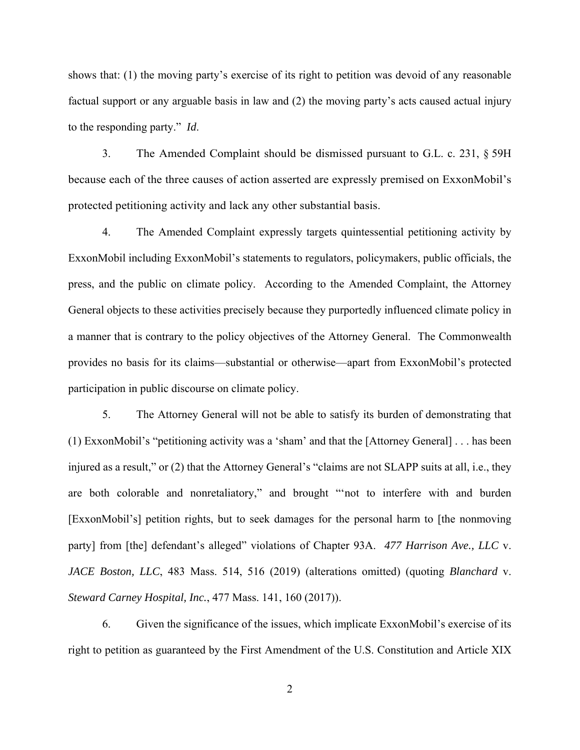shows that: (1) the moving party's exercise of its right to petition was devoid of any reasonable factual support or any arguable basis in law and (2) the moving party's acts caused actual injury to the responding party." *Id.*

3. The Amended Complaint should be dismissed pursuant to G.L. c. 231, § 59H because each of the three causes of action asserted are expressly premised on ExxonMobil's protected petitioning activity and lack any other substantial basis.

4. The Amended Complaint expressly targets quintessential petitioning activity by ExxonMobil including ExxonMobil's statements to regulators, policymakers, public officials, the press, and the public on climate policy. According to the Amended Complaint, the Attorney General objects to these activities precisely because they purportedly influenced climate policy in a manner that is contrary to the policy objectives of the Attorney General. The Commonwealth provides no basis for its claims—substantial or otherwise—apart from ExxonMobil's protected participation in public discourse on climate policy.

5. The Attorney General will not be able to satisfy its burden of demonstrating that (1) ExxonMobil's "petitioning activity was a 'sham' and that the [Attorney General] . . . has been injured as a result," or (2) that the Attorney General's "claims are not SLAPP suits at all, i.e., they are both colorable and nonretaliatory," and brought "'not to interfere with and burden [ExxonMobil's] petition rights, but to seek damages for the personal harm to [the nonmoving party] from [the] defendant's alleged" violations of Chapter 93A. *477 Harrison Ave., LLC* v. *JACE Boston, LLC*, 483 Mass. 514, 516 (2019) (alterations omitted) (quoting *Blanchard* v. *Steward Carney Hospital, Inc.*, 477 Mass. 141, 160 (2017)).

6. Given the significance of the issues, which implicate ExxonMobil's exercise of its right to petition as guaranteed by the First Amendment of the U.S. Constitution and Article XIX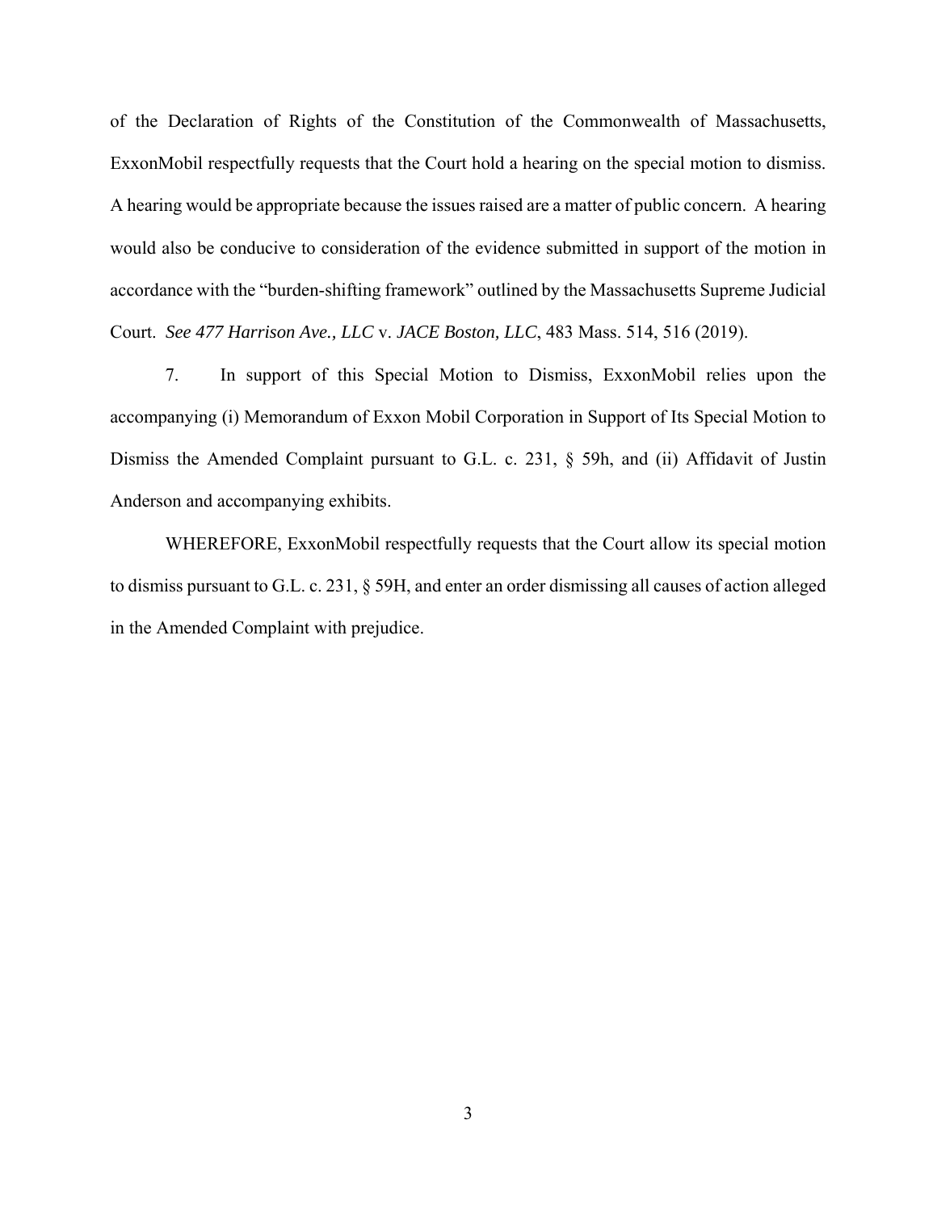of the Declaration of Rights of the Constitution of the Commonwealth of Massachusetts, ExxonMobil respectfully requests that the Court hold a hearing on the special motion to dismiss. A hearing would be appropriate because the issues raised are a matter of public concern. A hearing would also be conducive to consideration of the evidence submitted in support of the motion in accordance with the "burden-shifting framework" outlined by the Massachusetts Supreme Judicial Court. *See 477 Harrison Ave., LLC* v. *JACE Boston, LLC*, 483 Mass. 514, 516 (2019).

7. In support of this Special Motion to Dismiss, ExxonMobil relies upon the accompanying (i) Memorandum of Exxon Mobil Corporation in Support of Its Special Motion to Dismiss the Amended Complaint pursuant to G.L. c. 231, § 59h, and (ii) Affidavit of Justin Anderson and accompanying exhibits.

WHEREFORE, ExxonMobil respectfully requests that the Court allow its special motion to dismiss pursuant to G.L. c. 231, § 59H, and enter an order dismissing all causes of action alleged in the Amended Complaint with prejudice.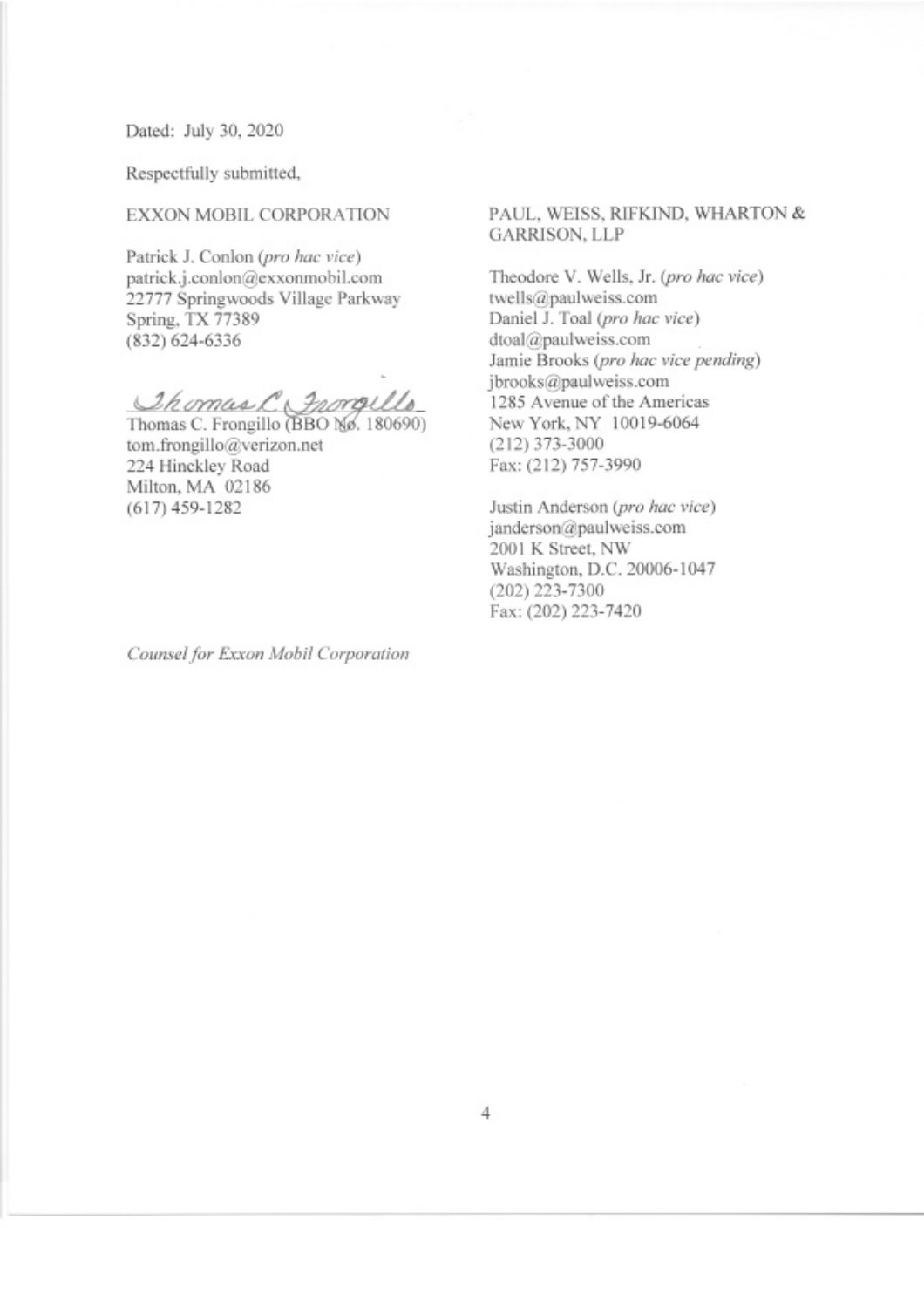Dated: July 30, 2020

Respectfully submitted,

EXXON MOBIL CORPORATION

Patrick J. Conlon (*pro hac vice*)
patrick.j.conlon@exxonmobil.com
22777 Springwoods Village Parkway
Spring, TX 77389
(832) 624-6336

*Thomas C. Frongillo*
Thomas C. Frongillo (BBO No. 180690)
tom.frongillo@verizon.net
224 Hinckley Road
Milton, MA 02186
(617) 459-1282

PAUL, WEISS, RIFKIND, WHARTON & GARRISON, LLP

Theodore V. Wells, Jr. (*pro hac vice*)
twells@paulweiss.com
Daniel J. Toal (*pro hac vice*)
dtoal@paulweiss.com
Jamie Brooks (*pro hac vice pending*)
jbrooks@paulweiss.com
1285 Avenue of the Americas
New York, NY 10019-6064
(212) 373-3000
Fax: (212) 757-3990

Justin Anderson (*pro hac vice*)
janderson@paulweiss.com
2001 K Street, NW
Washington, D.C. 20006-1047
(202) 223-7300
Fax: (202) 223-7420

*Counsel for Exxon Mobil Corporation*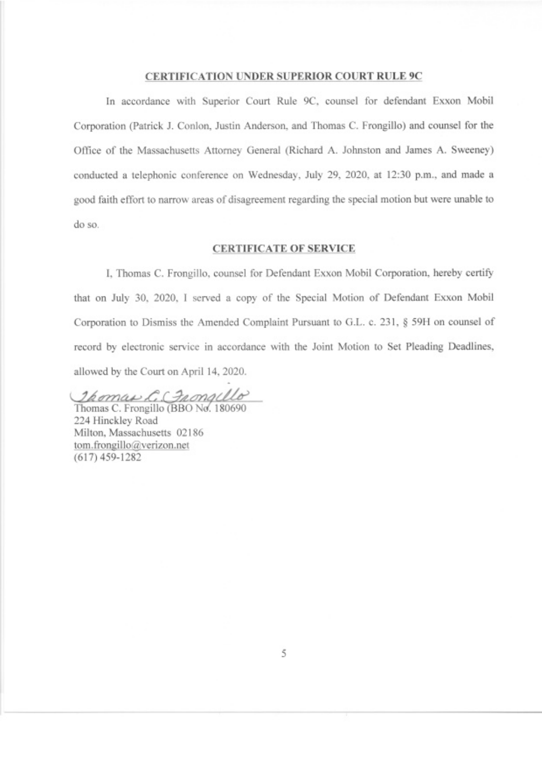## CERTIFICATION UNDER SUPERIOR COURT RULE 9C

In accordance with Superior Court Rule 9C, counsel for defendant Exxon Mobil Corporation (Patrick J. Conlon, Justin Anderson, and Thomas C. Frongillo) and counsel for the Office of the Massachusetts Attorney General (Richard A. Johnston and James A. Sweeney) conducted a telephonic conference on Wednesday, July 29, 2020, at 12:30 p.m., and made a good faith effort to narrow areas of disagreement regarding the special motion but were unable to do so.

## CERTIFICATE OF SERVICE

I, Thomas C. Frongillo, counsel for Defendant Exxon Mobil Corporation, hereby certify that on July 30, 2020, I served a copy of the Special Motion of Defendant Exxon Mobil Corporation to Dismiss the Amended Complaint Pursuant to G.L. c. 231, § 59H on counsel of record by electronic service in accordance with the Joint Motion to Set Pleading Deadlines, allowed by the Court on April 14, 2020.

*Thomas C. Frongillo*

Thomas C. Frongillo (BBO No. 180690
224 Hinckley Road
Milton, Massachusetts 02186
tom.frongillo@verizon.net
(617) 459-1282